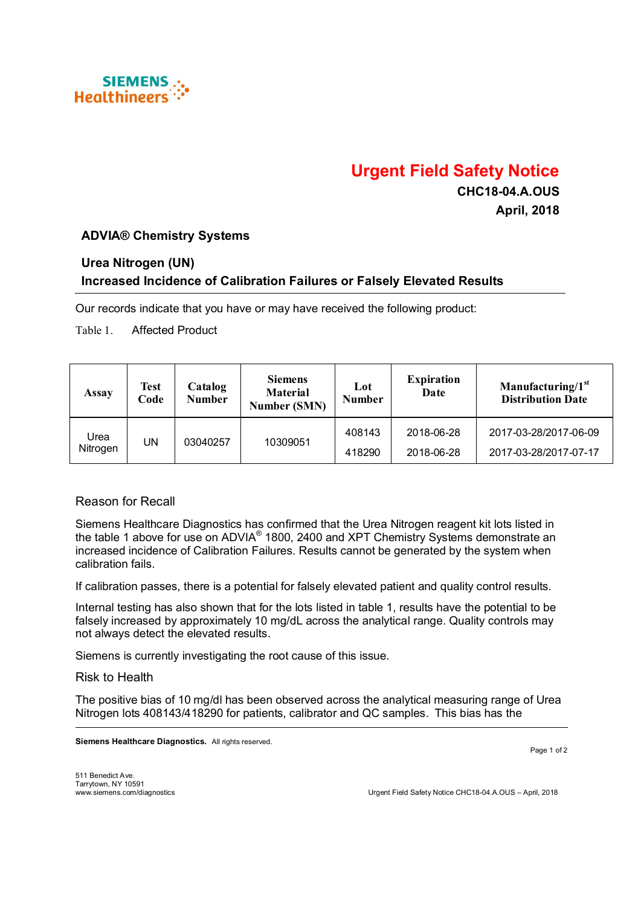SIEMENS Healthineers

# Urgent Field Safety Notice

**CHC18-04.A.OUS**

**April, 2018**

## ADVIA® Chemistry Systems

## Urea Nitrogen (UN)
## Increased Incidence of Calibration Failures or Falsely Elevated Results

Our records indicate that you have or may have received the following product:

Table 1. Affected Product

| Assay | Test Code | Catalog Number | Siemens Material Number (SMN) | Lot Number | Expiration Date | Manufacturing/1st Distribution Date |
|---|---|---|---|---|---|---|
| Urea Nitrogen | UN | 03040257 | 10309051 | 408143 | 2018-06-28 | 2017-03-28/2017-06-09 |
| | | | | 418290 | 2018-06-28 | 2017-03-28/2017-07-17 |

### Reason for Recall

Siemens Healthcare Diagnostics has confirmed that the Urea Nitrogen reagent kit lots listed in the table 1 above for use on ADVIA® 1800, 2400 and XPT Chemistry Systems demonstrate an increased incidence of Calibration Failures. Results cannot be generated by the system when calibration fails.

If calibration passes, there is a potential for falsely elevated patient and quality control results.

Internal testing has also shown that for the lots listed in table 1, results have the potential to be falsely increased by approximately 10 mg/dL across the analytical range. Quality controls may not always detect the elevated results.

Siemens is currently investigating the root cause of this issue.

### Risk to Health

The positive bias of 10 mg/dl has been observed across the analytical measuring range of Urea Nitrogen lots 408143/418290 for patients, calibrator and QC samples. This bias has the

**Siemens Healthcare Diagnostics.** All rights reserved.

511 Benedict Ave.
Tarrytown, NY 10591
www.siemens.com/diagnostics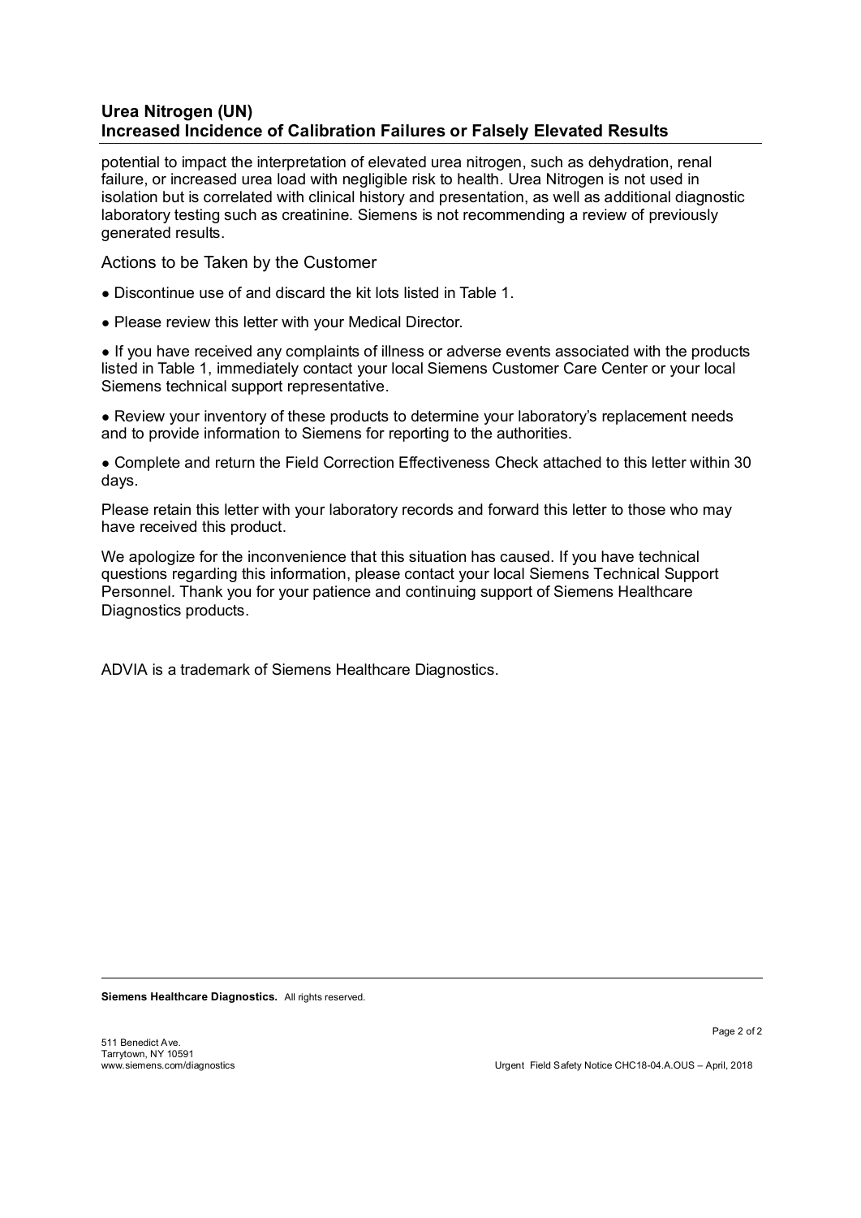potential to impact the interpretation of elevated urea nitrogen, such as dehydration, renal failure, or increased urea load with negligible risk to health. Urea Nitrogen is not used in isolation but is correlated with clinical history and presentation, as well as additional diagnostic laboratory testing such as creatinine. Siemens is not recommending a review of previously generated results.

## Actions to be Taken by the Customer

- Discontinue use of and discard the kit lots listed in Table 1.
- Please review this letter with your Medical Director.
- If you have received any complaints of illness or adverse events associated with the products listed in Table 1, immediately contact your local Siemens Customer Care Center or your local Siemens technical support representative.
- Review your inventory of these products to determine your laboratory's replacement needs and to provide information to Siemens for reporting to the authorities.
- Complete and return the Field Correction Effectiveness Check attached to this letter within 30 days.

Please retain this letter with your laboratory records and forward this letter to those who may have received this product.

We apologize for the inconvenience that this situation has caused. If you have technical questions regarding this information, please contact your local Siemens Technical Support Personnel. Thank you for your patience and continuing support of Siemens Healthcare Diagnostics products.

ADVIA is a trademark of Siemens Healthcare Diagnostics.